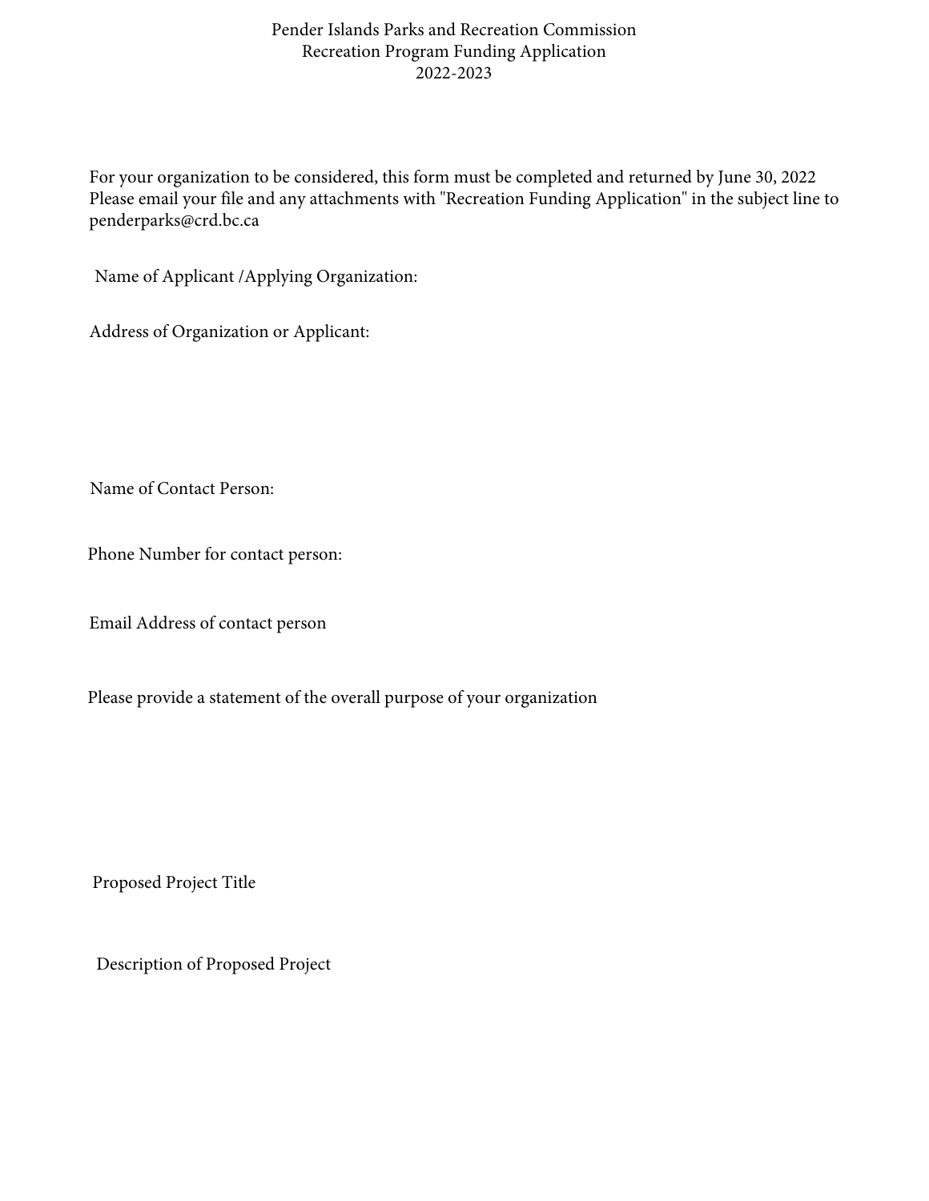# Pender Islands Parks and Recreation Commission
## Recreation Program Funding Application
## 2022-2023

For your organization to be considered, this form must be completed and returned by June 30, 2022
Please email your file and any attachments with "Recreation Funding Application" in the subject line to penderparks@crd.bc.ca

Name of Applicant /Applying Organization:

Address of Organization or Applicant:

Name of Contact Person:

Phone Number for contact person:

Email Address of contact person

Please provide a statement of the overall purpose of your organization

Proposed Project Title

Description of Proposed Project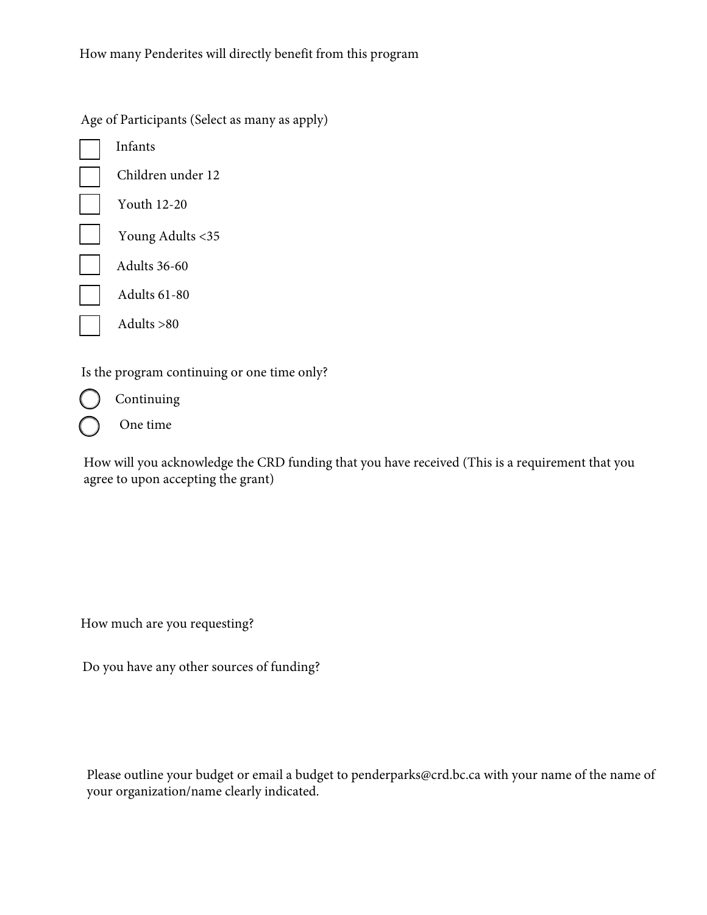How many Penderites will directly benefit from this program

Age of Participants (Select as many as apply)

- [ ] Infants
- [ ] Children under 12
- [ ] Youth 12-20
- [ ] Young Adults <35
- [ ] Adults 36-60
- [ ] Adults 61-80
- [ ] Adults >80

Is the program continuing or one time only?

- ○ Continuing
- ○ One time

How will you acknowledge the CRD funding that you have received (This is a requirement that you agree to upon accepting the grant)

How much are you requesting?

Do you have any other sources of funding?

Please outline your budget or email a budget to penderparks@crd.bc.ca with your name of the name of your organization/name clearly indicated.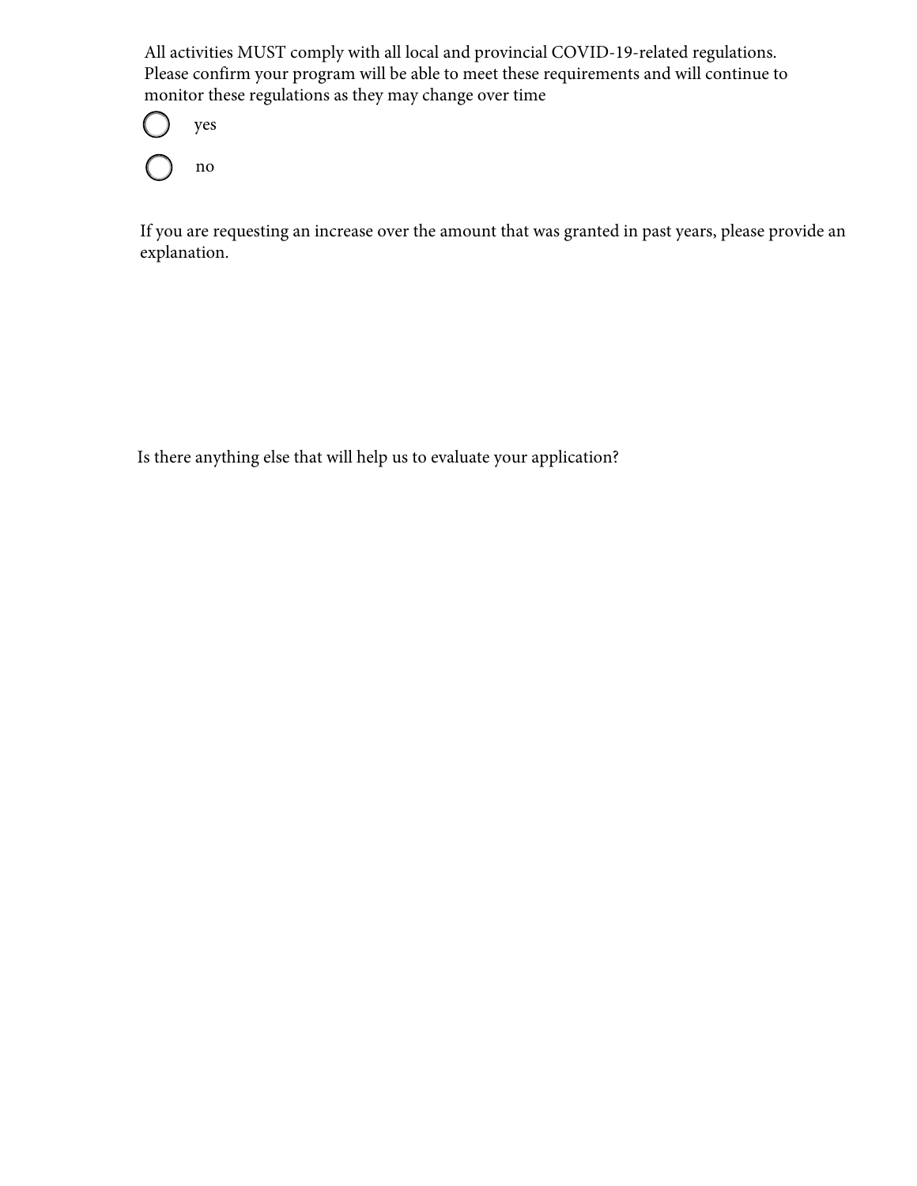All activities MUST comply with all local and provincial COVID-19-related regulations. Please confirm your program will be able to meet these requirements and will continue to monitor these regulations as they may change over time

- ○ yes
- ○ no

If you are requesting an increase over the amount that was granted in past years, please provide an explanation.

Is there anything else that will help us to evaluate your application?